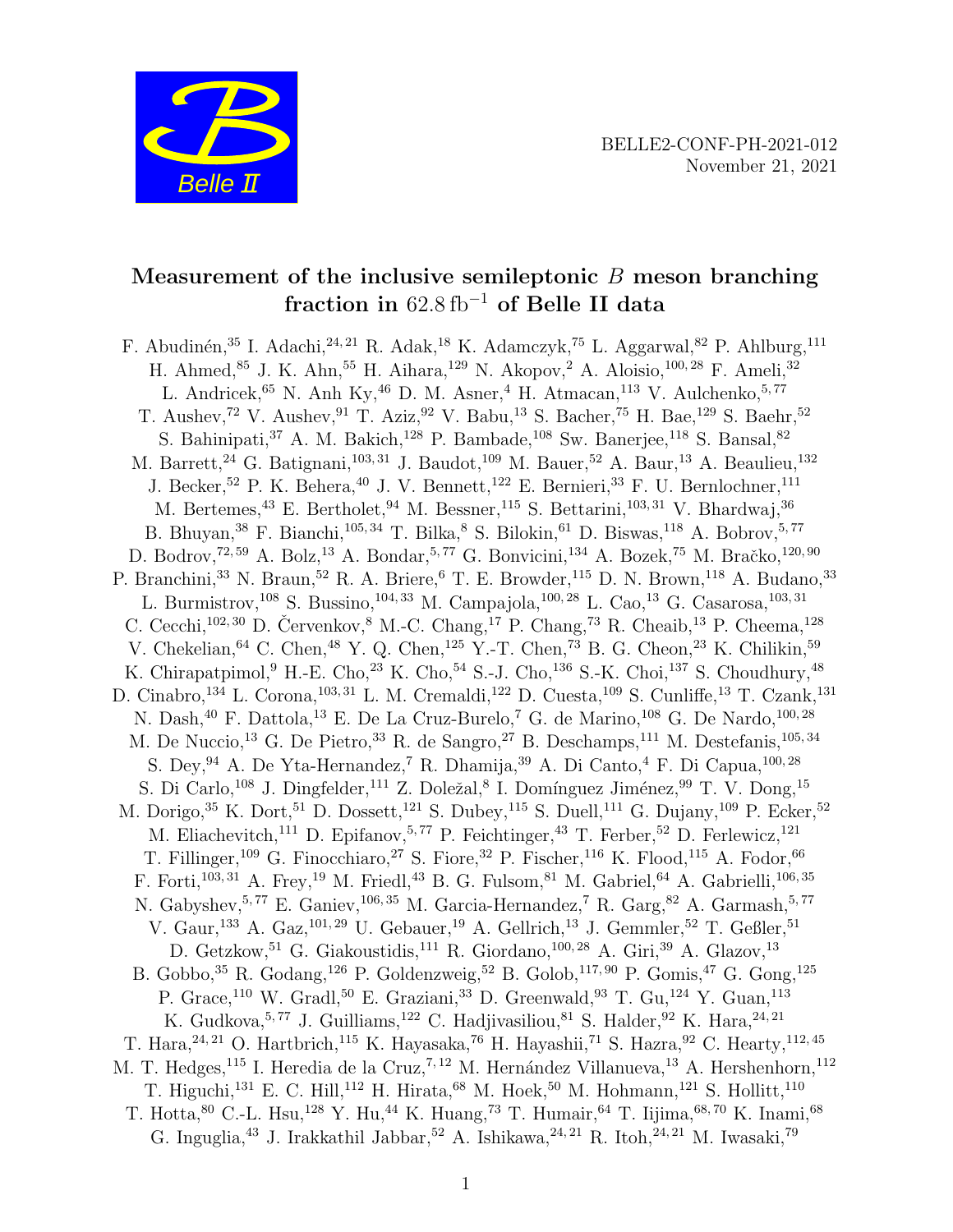BELLE2-CONF-PH-2021-012
November 21, 2021

# Measurement of the inclusive semileptonic $B$ meson branching fraction in $62.8\,\mathrm{fb}^{-1}$ of Belle II data

F. Abudinén,[35] I. Adachi,[24,21] R. Adak,[18] K. Adamczyk,[75] L. Aggarwal,[82] P. Ahlburg,[111] H. Ahmed,[85] J. K. Ahn,[55] H. Aihara,[129] N. Akopov,[2] A. Aloisio,[100,28] F. Ameli,[32] L. Andricek,[65] N. Anh Ky,[46] D. M. Asner,[4] H. Atmacan,[113] V. Aulchenko,[5,77] T. Aushev,[72] V. Aushev,[91] T. Aziz,[92] V. Babu,[13] S. Bacher,[75] H. Bae,[129] S. Baehr,[52] S. Bahinipati,[37] A. M. Bakich,[128] P. Bambade,[108] Sw. Banerjee,[118] S. Bansal,[82] M. Barrett,[24] G. Batignani,[103,31] J. Baudot,[109] M. Bauer,[52] A. Baur,[13] A. Beaulieu,[132] J. Becker,[52] P. K. Behera,[40] J. V. Bennett,[122] E. Bernieri,[33] F. U. Bernlochner,[111] M. Bertemes,[43] E. Bertholet,[94] M. Bessner,[115] S. Bettarini,[103,31] V. Bhardwaj,[36] B. Bhuyan,[38] F. Bianchi,[105,34] T. Bilka,[8] S. Bilokin,[61] D. Biswas,[118] A. Bobrov,[5,77] D. Bodrov,[72,59] A. Bolz,[13] A. Bondar,[5,77] G. Bonvicini,[134] A. Bozek,[75] M. Bračko,[120,90] P. Branchini,[33] N. Braun,[52] R. A. Briere,[6] T. E. Browder,[115] D. N. Brown,[118] A. Budano,[33] L. Burmistrov,[108] S. Bussino,[104,33] M. Campajola,[100,28] L. Cao,[13] G. Casarosa,[103,31] C. Cecchi,[102,30] D. Červenkov,[8] M.-C. Chang,[17] P. Chang,[73] R. Cheaib,[13] P. Cheema,[128] V. Chekelian,[64] C. Chen,[48] Y. Q. Chen,[125] Y.-T. Chen,[73] B. G. Cheon,[23] K. Chilikin,[59] K. Chirapatpimol,[9] H.-E. Cho,[23] K. Cho,[54] S.-J. Cho,[136] S.-K. Choi,[137] S. Choudhury,[48] D. Cinabro,[134] L. Corona,[103,31] L. M. Cremaldi,[122] D. Cuesta,[109] S. Cunliffe,[13] T. Czank,[131] N. Dash,[40] F. Dattola,[13] E. De La Cruz-Burelo,[7] G. de Marino,[108] G. De Nardo,[100,28] M. De Nuccio,[13] G. De Pietro,[33] R. de Sangro,[27] B. Deschamps,[111] M. Destefanis,[105,34] S. Dey,[94] A. De Yta-Hernandez,[7] R. Dhamija,[39] A. Di Canto,[4] F. Di Capua,[100,28] S. Di Carlo,[108] J. Dingfelder,[111] Z. Doležal,[8] I. Domínguez Jiménez,[99] T. V. Dong,[15] M. Dorigo,[35] K. Dort,[51] D. Dossett,[121] S. Dubey,[115] S. Duell,[111] G. Dujany,[109] P. Ecker,[52] M. Eliachevitch,[111] D. Epifanov,[5,77] P. Feichtinger,[43] T. Ferber,[52] D. Ferlewicz,[121] T. Fillinger,[109] G. Finocchiaro,[27] S. Fiore,[32] P. Fischer,[116] K. Flood,[115] A. Fodor,[66] F. Forti,[103,31] A. Frey,[19] M. Friedl,[43] B. G. Fulsom,[81] M. Gabriel,[64] A. Gabrielli,[106,35] N. Gabyshev,[5,77] E. Ganiev,[106,35] M. Garcia-Hernandez,[7] R. Garg,[82] A. Garmash,[5,77] V. Gaur,[133] A. Gaz,[101,29] U. Gebauer,[19] A. Gellrich,[13] J. Gemmler,[52] T. Geßler,[51] D. Getzkow,[51] G. Giakoustidis,[111] R. Giordano,[100,28] A. Giri,[39] A. Glazov,[13] B. Gobbo,[35] R. Godang,[126] P. Goldenzweig,[52] B. Golob,[117,90] P. Gomis,[47] G. Gong,[125] P. Grace,[110] W. Gradl,[50] E. Graziani,[33] D. Greenwald,[93] T. Gu,[124] Y. Guan,[113] K. Gudkova,[5,77] J. Guilliams,[122] C. Hadjivasiliou,[81] S. Halder,[92] K. Hara,[24,21] T. Hara,[24,21] O. Hartbrich,[115] K. Hayasaka,[76] H. Hayashii,[71] S. Hazra,[92] C. Hearty,[112,45] M. T. Hedges,[115] I. Heredia de la Cruz,[7,12] M. Hernández Villanueva,[13] A. Hershenhorn,[112] T. Higuchi,[131] E. C. Hill,[112] H. Hirata,[68] M. Hoek,[50] M. Hohmann,[121] S. Hollitt,[110] T. Hotta,[80] C.-L. Hsu,[128] Y. Hu,[44] K. Huang,[73] T. Humair,[64] T. Iijima,[68,70] K. Inami,[68] G. Inguglia,[43] J. Irakkathil Jabbar,[52] A. Ishikawa,[24,21] R. Itoh,[24,21] M. Iwasaki,[79]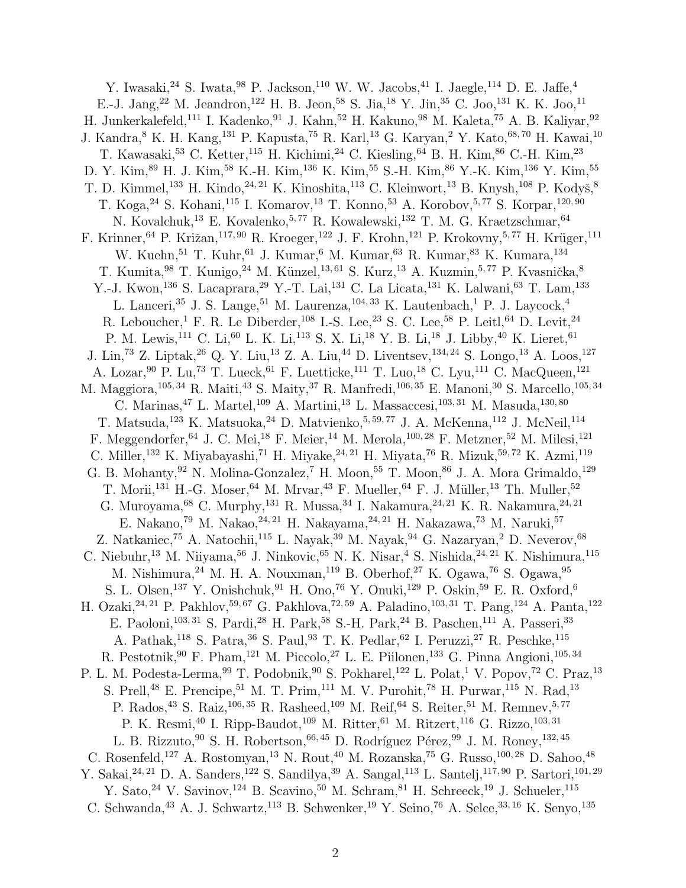Y. Iwasaki,[24] S. Iwata,[98] P. Jackson,[110] W. W. Jacobs,[41] I. Jaegle,[114] D. E. Jaffe,[4] E.-J. Jang,[22] M. Jeandron,[122] H. B. Jeon,[58] S. Jia,[18] Y. Jin,[35] C. Joo,[131] K. K. Joo,[11] H. Junkerkalefeld,[111] I. Kadenko,[91] J. Kahn,[52] H. Kakuno,[98] M. Kaleta,[75] A. B. Kaliyar,[92] J. Kandra,[8] K. H. Kang,[131] P. Kapusta,[75] R. Karl,[13] G. Karyan,[2] Y. Kato,[68,70] H. Kawai,[10] T. Kawasaki,[53] C. Ketter,[115] H. Kichimi,[24] C. Kiesling,[64] B. H. Kim,[86] C.-H. Kim,[23] D. Y. Kim,[89] H. J. Kim,[58] K.-H. Kim,[136] K. Kim,[55] S.-H. Kim,[86] Y.-K. Kim,[136] Y. Kim,[55] T. D. Kimmel,[133] H. Kindo,[24,21] K. Kinoshita,[113] C. Kleinwort,[13] B. Knysh,[108] P. Kodyš,[8] T. Koga,[24] S. Kohani,[115] I. Komarov,[13] T. Konno,[53] A. Korobov,[5,77] S. Korpar,[120,90] N. Kovalchuk,[13] E. Kovalenko,[5,77] R. Kowalewski,[132] T. M. G. Kraetzschmar,[64] F. Krinner,[64] P. Križan,[117,90] R. Kroeger,[122] J. F. Krohn,[121] P. Krokovny,[5,77] H. Krüger,[111] W. Kuehn,[51] T. Kuhr,[61] J. Kumar,[6] M. Kumar,[63] R. Kumar,[83] K. Kumara,[134] T. Kumita,[98] T. Kunigo,[24] M. Künzel,[13,61] S. Kurz,[13] A. Kuzmin,[5,77] P. Kvasnička,[8] Y.-J. Kwon,[136] S. Lacaprara,[29] Y.-T. Lai,[131] C. La Licata,[131] K. Lalwani,[63] T. Lam,[133] L. Lanceri,[35] J. S. Lange,[51] M. Laurenza,[104,33] K. Lautenbach,[1] P. J. Laycock,[4] R. Leboucher,[1] F. R. Le Diberder,[108] I.-S. Lee,[23] S. C. Lee,[58] P. Leitl,[64] D. Levit,[24] P. M. Lewis,[111] C. Li,[60] L. K. Li,[113] S. X. Li,[18] Y. B. Li,[18] J. Libby,[40] K. Lieret,[61] J. Lin,[73] Z. Liptak,[26] Q. Y. Liu,[13] Z. A. Liu,[44] D. Liventsev,[134,24] S. Longo,[13] A. Loos,[127] A. Lozar,[90] P. Lu,[73] T. Lueck,[61] F. Luetticke,[111] T. Luo,[18] C. Lyu,[111] C. MacQueen,[121] M. Maggiora,[105,34] R. Maiti,[43] S. Maity,[37] R. Manfredi,[106,35] E. Manoni,[30] S. Marcello,[105,34] C. Marinas,[47] L. Martel,[109] A. Martini,[13] L. Massaccesi,[103,31] M. Masuda,[130,80] T. Matsuda,[123] K. Matsuoka,[24] D. Matvienko,[5,59,77] J. A. McKenna,[112] J. McNeil,[114] F. Meggendorfer,[64] J. C. Mei,[18] F. Meier,[14] M. Merola,[100,28] F. Metzner,[52] M. Milesi,[121] C. Miller,[132] K. Miyabayashi,[71] H. Miyake,[24,21] H. Miyata,[76] R. Mizuk,[59,72] K. Azmi,[119] G. B. Mohanty,[92] N. Molina-Gonzalez,[7] H. Moon,[55] T. Moon,[86] J. A. Mora Grimaldo,[129] T. Morii,[131] H.-G. Moser,[64] M. Mrvar,[43] F. Mueller,[64] F. J. Müller,[13] Th. Muller,[52] G. Muroyama,[68] C. Murphy,[131] R. Mussa,[34] I. Nakamura,[24,21] K. R. Nakamura,[24,21] E. Nakano,[79] M. Nakao,[24,21] H. Nakayama,[24,21] H. Nakazawa,[73] M. Naruki,[57] Z. Natkaniec,[75] A. Natochii,[115] L. Nayak,[39] M. Nayak,[94] G. Nazaryan,[2] D. Neverov,[68] C. Niebuhr,[13] M. Niiyama,[56] J. Ninkovic,[65] N. K. Nisar,[4] S. Nishida,[24,21] K. Nishimura,[115] M. Nishimura,[24] M. H. A. Nouxman,[119] B. Oberhof,[27] K. Ogawa,[76] S. Ogawa,[95] S. L. Olsen,[137] Y. Onishchuk,[91] H. Ono,[76] Y. Onuki,[129] P. Oskin,[59] E. R. Oxford,[6] H. Ozaki,[24,21] P. Pakhlov,[59,67] G. Pakhlova,[72,59] A. Paladino,[103,31] T. Pang,[124] A. Panta,[122] E. Paoloni,[103,31] S. Pardi,[28] H. Park,[58] S.-H. Park,[24] B. Paschen,[111] A. Passeri,[33] A. Pathak,[118] S. Patra,[36] S. Paul,[93] T. K. Pedlar,[62] I. Peruzzi,[27] R. Peschke,[115] R. Pestotnik,[90] F. Pham,[121] M. Piccolo,[27] L. E. Piilonen,[133] G. Pinna Angioni,[105,34] P. L. M. Podesta-Lerma,[99] T. Podobnik,[90] S. Pokharel,[122] L. Polat,[1] V. Popov,[72] C. Praz,[13] S. Prell,[48] E. Prencipe,[51] M. T. Prim,[111] M. V. Purohit,[78] H. Purwar,[115] N. Rad,[13] P. Rados,[43] S. Raiz,[106,35] R. Rasheed,[109] M. Reif,[64] S. Reiter,[51] M. Remnev,[5,77] P. K. Resmi,[40] I. Ripp-Baudot,[109] M. Ritter,[61] M. Ritzert,[116] G. Rizzo,[103,31] L. B. Rizzuto,[90] S. H. Robertson,[66,45] D. Rodríguez Pérez,[99] J. M. Roney,[132,45] C. Rosenfeld,[127] A. Rostomyan,[13] N. Rout,[40] M. Rozanska,[75] G. Russo,[100,28] D. Sahoo,[48] Y. Sakai,[24,21] D. A. Sanders,[122] S. Sandilya,[39] A. Sangal,[113] L. Santelj,[117,90] P. Sartori,[101,29] Y. Sato,[24] V. Savinov,[124] B. Scavino,[50] M. Schram,[81] H. Schreeck,[19] J. Schueler,[115] C. Schwanda,[43] A. J. Schwartz,[113] B. Schwenker,[19] Y. Seino,[76] A. Selce,[33,16] K. Senyo,[135]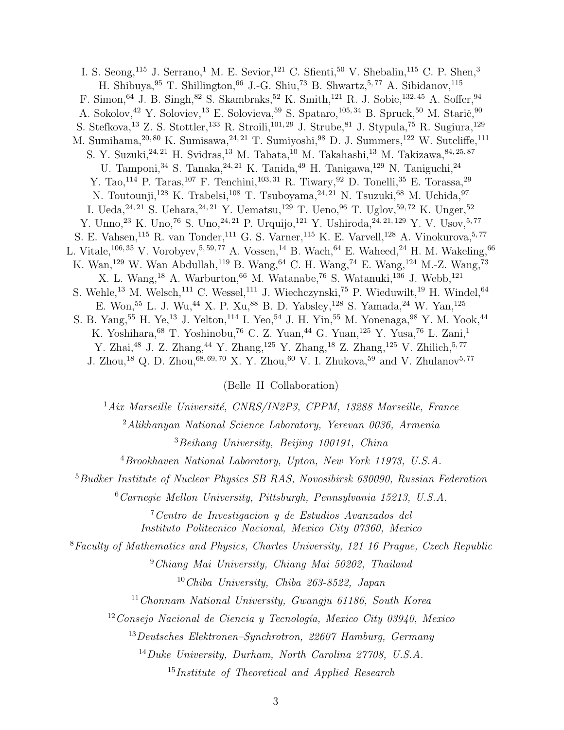I. S. Seong,[115] J. Serrano,[1] M. E. Sevior,[121] C. Sfienti,[50] V. Shebalin,[115] C. P. Shen,[3] H. Shibuya,[95] T. Shillington,[66] J.-G. Shiu,[73] B. Shwartz,[5,77] A. Sibidanov,[115] F. Simon,[64] J. B. Singh,[82] S. Skambraks,[52] K. Smith,[121] R. J. Sobie,[132,45] A. Soffer,[94] A. Sokolov,[42] Y. Soloviev,[13] E. Solovieva,[59] S. Spataro,[105,34] B. Spruck,[50] M. Starič,[90] S. Stefkova,[13] Z. S. Stottler,[133] R. Stroili,[101,29] J. Strube,[81] J. Stypula,[75] R. Sugiura,[129] M. Sumihama,[20,80] K. Sumisawa,[24,21] T. Sumiyoshi,[98] D. J. Summers,[122] W. Sutcliffe,[111] S. Y. Suzuki,[24,21] H. Svidras,[13] M. Tabata,[10] M. Takahashi,[13] M. Takizawa,[84,25,87] U. Tamponi,[34] S. Tanaka,[24,21] K. Tanida,[49] H. Tanigawa,[129] N. Taniguchi,[24] Y. Tao,[114] P. Taras,[107] F. Tenchini,[103,31] R. Tiwary,[92] D. Tonelli,[35] E. Torassa,[29] N. Toutounji,[128] K. Trabelsi,[108] T. Tsuboyama,[24,21] N. Tsuzuki,[68] M. Uchida,[97] I. Ueda,[24,21] S. Uehara,[24,21] Y. Uematsu,[129] T. Ueno,[96] T. Uglov,[59,72] K. Unger,[52] Y. Unno,[23] K. Uno,[76] S. Uno,[24,21] P. Urquijo,[121] Y. Ushiroda,[24,21,129] Y. V. Usov,[5,77] S. E. Vahsen,[115] R. van Tonder,[111] G. S. Varner,[115] K. E. Varvell,[128] A. Vinokurova,[5,77] L. Vitale,[106,35] V. Vorobyev,[5,59,77] A. Vossen,[14] B. Wach,[64] E. Waheed,[24] H. M. Wakeling,[66] K. Wan,[129] W. Wan Abdullah,[119] B. Wang,[64] C. H. Wang,[74] E. Wang,[124] M.-Z. Wang,[73] X. L. Wang,[18] A. Warburton,[66] M. Watanabe,[76] S. Watanuki,[136] J. Webb,[121] S. Wehle,[13] M. Welsch,[111] C. Wessel,[111] J. Wiechczynski,[75] P. Wieduwilt,[19] H. Windel,[64] E. Won,[55] L. J. Wu,[44] X. P. Xu,[88] B. D. Yabsley,[128] S. Yamada,[24] W. Yan,[125] S. B. Yang,[55] H. Ye,[13] J. Yelton,[114] I. Yeo,[54] J. H. Yin,[55] M. Yonenaga,[98] Y. M. Yook,[44] K. Yoshihara,[68] T. Yoshinobu,[76] C. Z. Yuan,[44] G. Yuan,[125] Y. Yusa,[76] L. Zani,[1] Y. Zhai,[48] J. Z. Zhang,[44] Y. Zhang,[125] Y. Zhang,[18] Z. Zhang,[125] V. Zhilich,[5,77] J. Zhou,[18] Q. D. Zhou,[68,69,70] X. Y. Zhou,[60] V. I. Zhukova,[59] and V. Zhulanov[5,77]

(Belle II Collaboration)

[1] *Aix Marseille Université, CNRS/IN2P3, CPPM, 13288 Marseille, France*

[2] *Alikhanyan National Science Laboratory, Yerevan 0036, Armenia*

[3] *Beihang University, Beijing 100191, China*

[4] *Brookhaven National Laboratory, Upton, New York 11973, U.S.A.*

[5] *Budker Institute of Nuclear Physics SB RAS, Novosibirsk 630090, Russian Federation*

[6] *Carnegie Mellon University, Pittsburgh, Pennsylvania 15213, U.S.A.*

[7] *Centro de Investigacion y de Estudios Avanzados del Instituto Politecnico Nacional, Mexico City 07360, Mexico*

[8] *Faculty of Mathematics and Physics, Charles University, 121 16 Prague, Czech Republic*

[9] *Chiang Mai University, Chiang Mai 50202, Thailand*

[10] *Chiba University, Chiba 263-8522, Japan*

[11] *Chonnam National University, Gwangju 61186, South Korea*

[12] *Consejo Nacional de Ciencia y Tecnología, Mexico City 03940, Mexico*

[13] *Deutsches Elektronen–Synchrotron, 22607 Hamburg, Germany*

[14] *Duke University, Durham, North Carolina 27708, U.S.A.*

[15] *Institute of Theoretical and Applied Research*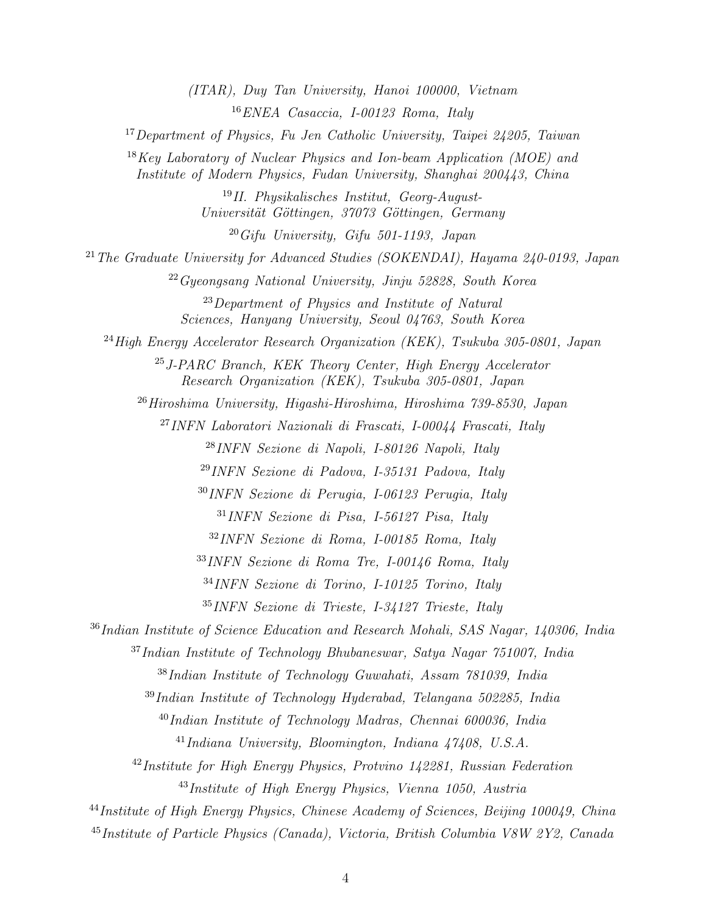*(ITAR), Duy Tan University, Hanoi 100000, Vietnam*

[16]*ENEA Casaccia, I-00123 Roma, Italy*

[17]*Department of Physics, Fu Jen Catholic University, Taipei 24205, Taiwan*

[18]*Key Laboratory of Nuclear Physics and Ion-beam Application (MOE) and Institute of Modern Physics, Fudan University, Shanghai 200443, China*

[19]*II. Physikalisches Institut, Georg-August-Universität Göttingen, 37073 Göttingen, Germany*

[20]*Gifu University, Gifu 501-1193, Japan*

[21]*The Graduate University for Advanced Studies (SOKENDAI), Hayama 240-0193, Japan*

[22]*Gyeongsang National University, Jinju 52828, South Korea*

[23]*Department of Physics and Institute of Natural Sciences, Hanyang University, Seoul 04763, South Korea*

[24]*High Energy Accelerator Research Organization (KEK), Tsukuba 305-0801, Japan*

[25]*J-PARC Branch, KEK Theory Center, High Energy Accelerator Research Organization (KEK), Tsukuba 305-0801, Japan*

[26]*Hiroshima University, Higashi-Hiroshima, Hiroshima 739-8530, Japan*

[27]*INFN Laboratori Nazionali di Frascati, I-00044 Frascati, Italy*

[28]*INFN Sezione di Napoli, I-80126 Napoli, Italy*

[29]*INFN Sezione di Padova, I-35131 Padova, Italy*

[30]*INFN Sezione di Perugia, I-06123 Perugia, Italy*

[31]*INFN Sezione di Pisa, I-56127 Pisa, Italy*

[32]*INFN Sezione di Roma, I-00185 Roma, Italy*

[33]*INFN Sezione di Roma Tre, I-00146 Roma, Italy*

[34]*INFN Sezione di Torino, I-10125 Torino, Italy*

[35]*INFN Sezione di Trieste, I-34127 Trieste, Italy*

[36]*Indian Institute of Science Education and Research Mohali, SAS Nagar, 140306, India*

[37]*Indian Institute of Technology Bhubaneswar, Satya Nagar 751007, India*

[38]*Indian Institute of Technology Guwahati, Assam 781039, India*

[39]*Indian Institute of Technology Hyderabad, Telangana 502285, India*

[40]*Indian Institute of Technology Madras, Chennai 600036, India*

[41]*Indiana University, Bloomington, Indiana 47408, U.S.A.*

[42]*Institute for High Energy Physics, Protvino 142281, Russian Federation*

[43]*Institute of High Energy Physics, Vienna 1050, Austria*

[44]*Institute of High Energy Physics, Chinese Academy of Sciences, Beijing 100049, China*

[45]*Institute of Particle Physics (Canada), Victoria, British Columbia V8W 2Y2, Canada*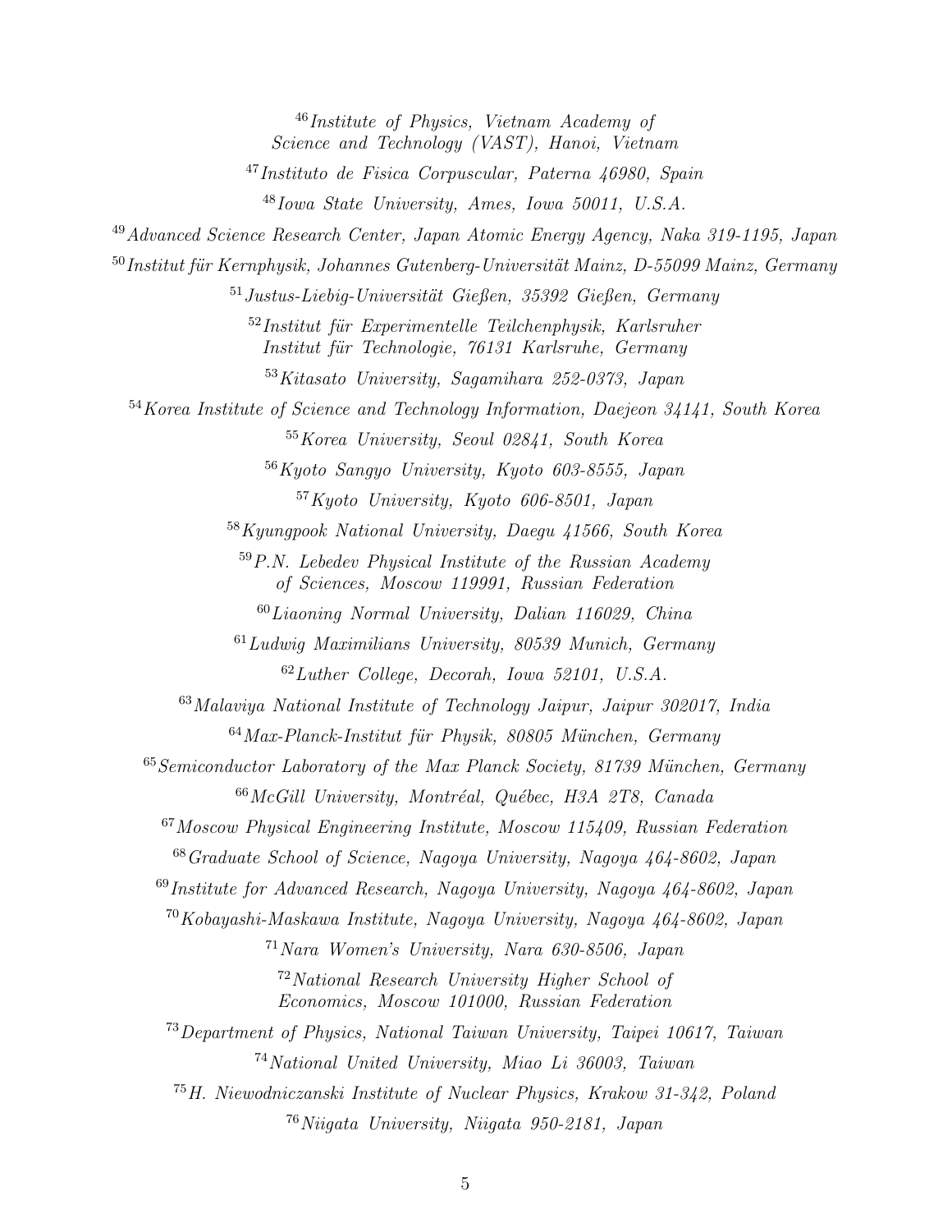[46]*Institute of Physics, Vietnam Academy of Science and Technology (VAST), Hanoi, Vietnam*

[47]*Instituto de Fisica Corpuscular, Paterna 46980, Spain*

[48]*Iowa State University, Ames, Iowa 50011, U.S.A.*

[49]*Advanced Science Research Center, Japan Atomic Energy Agency, Naka 319-1195, Japan*

[50]*Institut für Kernphysik, Johannes Gutenberg-Universität Mainz, D-55099 Mainz, Germany*

[51]*Justus-Liebig-Universität Gießen, 35392 Gießen, Germany*

[52]*Institut für Experimentelle Teilchenphysik, Karlsruher Institut für Technologie, 76131 Karlsruhe, Germany*

[53]*Kitasato University, Sagamihara 252-0373, Japan*

[54]*Korea Institute of Science and Technology Information, Daejeon 34141, South Korea*

[55]*Korea University, Seoul 02841, South Korea*

[56]*Kyoto Sangyo University, Kyoto 603-8555, Japan*

[57]*Kyoto University, Kyoto 606-8501, Japan*

[58]*Kyungpook National University, Daegu 41566, South Korea*

[59]*P.N. Lebedev Physical Institute of the Russian Academy of Sciences, Moscow 119991, Russian Federation*

[60]*Liaoning Normal University, Dalian 116029, China*

[61]*Ludwig Maximilians University, 80539 Munich, Germany*

[62]*Luther College, Decorah, Iowa 52101, U.S.A.*

[63]*Malaviya National Institute of Technology Jaipur, Jaipur 302017, India*

[64]*Max-Planck-Institut für Physik, 80805 München, Germany*

[65]*Semiconductor Laboratory of the Max Planck Society, 81739 München, Germany*

[66]*McGill University, Montréal, Québec, H3A 2T8, Canada*

[67]*Moscow Physical Engineering Institute, Moscow 115409, Russian Federation*

[68]*Graduate School of Science, Nagoya University, Nagoya 464-8602, Japan*

[69]*Institute for Advanced Research, Nagoya University, Nagoya 464-8602, Japan*

[70]*Kobayashi-Maskawa Institute, Nagoya University, Nagoya 464-8602, Japan*

[71]*Nara Women's University, Nara 630-8506, Japan*

[72]*National Research University Higher School of Economics, Moscow 101000, Russian Federation*

[73]*Department of Physics, National Taiwan University, Taipei 10617, Taiwan*

[74]*National United University, Miao Li 36003, Taiwan*

[75]*H. Niewodniczanski Institute of Nuclear Physics, Krakow 31-342, Poland*

[76]*Niigata University, Niigata 950-2181, Japan*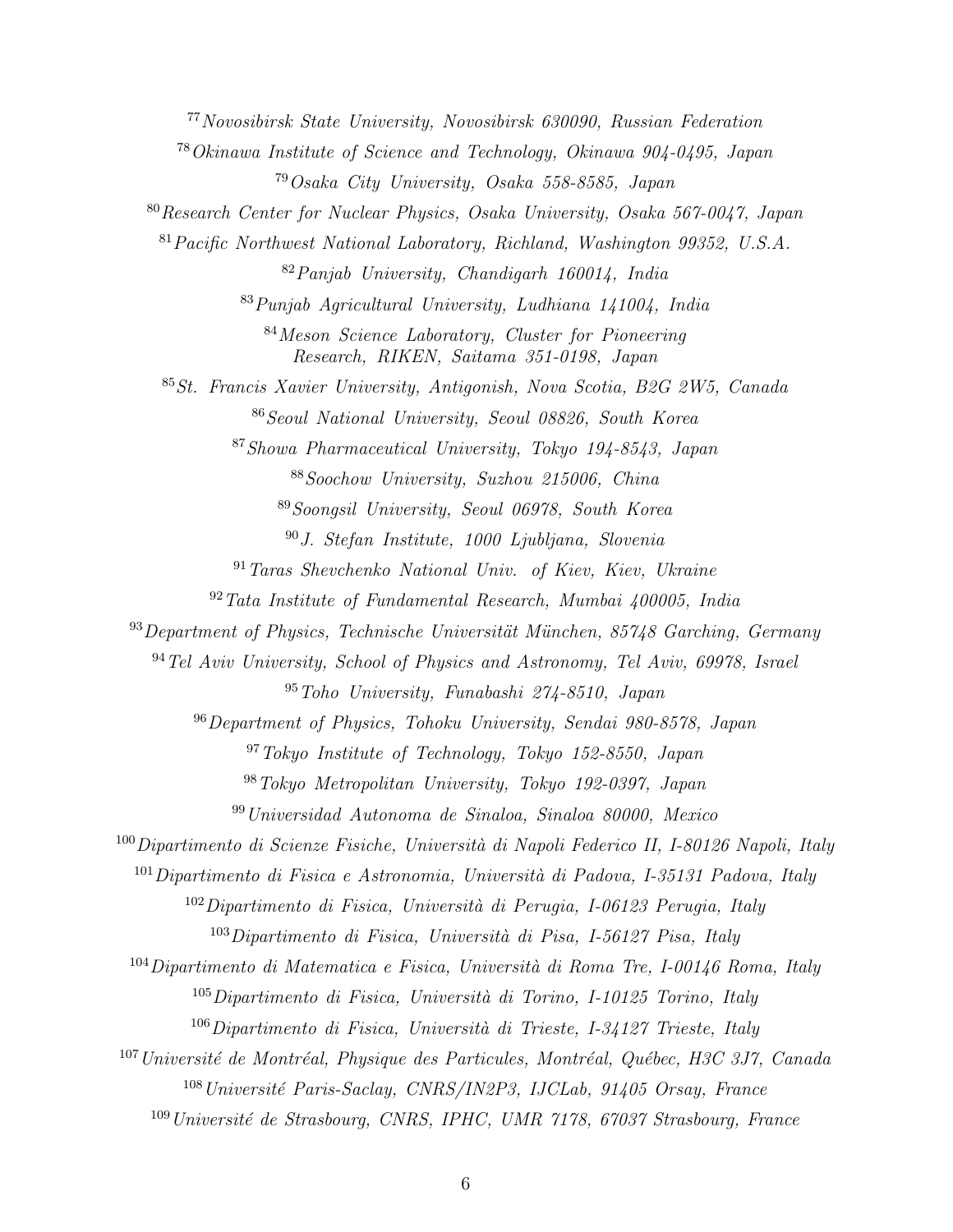[77]*Novosibirsk State University, Novosibirsk 630090, Russian Federation*

[78]*Okinawa Institute of Science and Technology, Okinawa 904-0495, Japan*

[79]*Osaka City University, Osaka 558-8585, Japan*

[80]*Research Center for Nuclear Physics, Osaka University, Osaka 567-0047, Japan*

[81]*Pacific Northwest National Laboratory, Richland, Washington 99352, U.S.A.*

[82]*Panjab University, Chandigarh 160014, India*

[83]*Punjab Agricultural University, Ludhiana 141004, India*

[84]*Meson Science Laboratory, Cluster for Pioneering Research, RIKEN, Saitama 351-0198, Japan*

[85]*St. Francis Xavier University, Antigonish, Nova Scotia, B2G 2W5, Canada*

[86]*Seoul National University, Seoul 08826, South Korea*

[87]*Showa Pharmaceutical University, Tokyo 194-8543, Japan*

[88]*Soochow University, Suzhou 215006, China*

[89]*Soongsil University, Seoul 06978, South Korea*

[90]*J. Stefan Institute, 1000 Ljubljana, Slovenia*

[91]*Taras Shevchenko National Univ. of Kiev, Kiev, Ukraine*

[92]*Tata Institute of Fundamental Research, Mumbai 400005, India*

[93]*Department of Physics, Technische Universität München, 85748 Garching, Germany*

[94]*Tel Aviv University, School of Physics and Astronomy, Tel Aviv, 69978, Israel*

[95]*Toho University, Funabashi 274-8510, Japan*

[96]*Department of Physics, Tohoku University, Sendai 980-8578, Japan*

[97]*Tokyo Institute of Technology, Tokyo 152-8550, Japan*

[98]*Tokyo Metropolitan University, Tokyo 192-0397, Japan*

[99]*Universidad Autonoma de Sinaloa, Sinaloa 80000, Mexico*

[100]*Dipartimento di Scienze Fisiche, Università di Napoli Federico II, I-80126 Napoli, Italy*

[101]*Dipartimento di Fisica e Astronomia, Università di Padova, I-35131 Padova, Italy*

[102]*Dipartimento di Fisica, Università di Perugia, I-06123 Perugia, Italy*

[103]*Dipartimento di Fisica, Università di Pisa, I-56127 Pisa, Italy*

[104]*Dipartimento di Matematica e Fisica, Università di Roma Tre, I-00146 Roma, Italy*

[105]*Dipartimento di Fisica, Università di Torino, I-10125 Torino, Italy*

[106]*Dipartimento di Fisica, Università di Trieste, I-34127 Trieste, Italy*

[107]*Université de Montréal, Physique des Particules, Montréal, Québec, H3C 3J7, Canada*

[108]*Université Paris-Saclay, CNRS/IN2P3, IJCLab, 91405 Orsay, France*

[109]*Université de Strasbourg, CNRS, IPHC, UMR 7178, 67037 Strasbourg, France*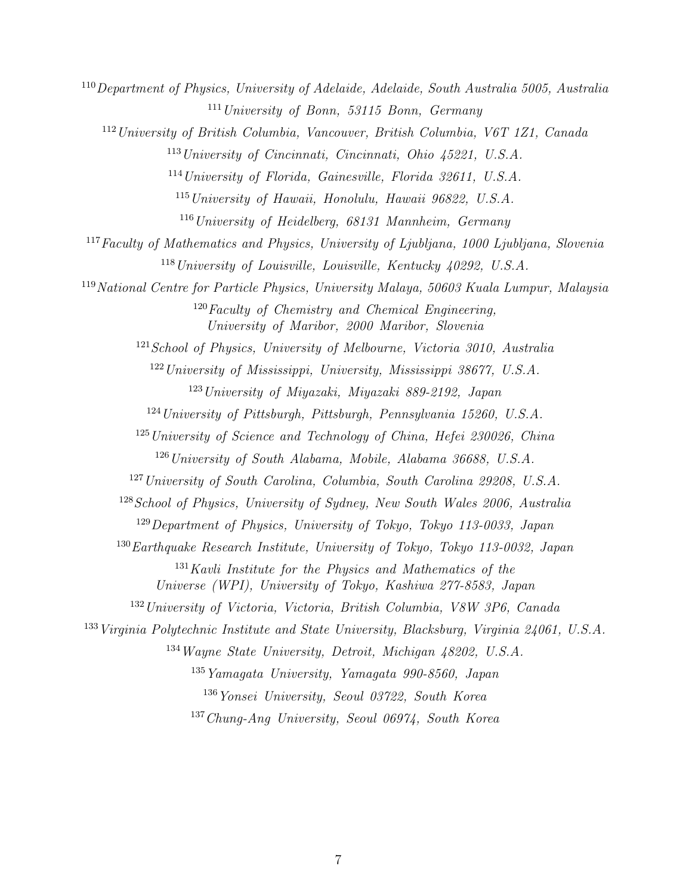[110]*Department of Physics, University of Adelaide, Adelaide, South Australia 5005, Australia*

[111]*University of Bonn, 53115 Bonn, Germany*

[112]*University of British Columbia, Vancouver, British Columbia, V6T 1Z1, Canada*

[113]*University of Cincinnati, Cincinnati, Ohio 45221, U.S.A.*

[114]*University of Florida, Gainesville, Florida 32611, U.S.A.*

[115]*University of Hawaii, Honolulu, Hawaii 96822, U.S.A.*

[116]*University of Heidelberg, 68131 Mannheim, Germany*

[117]*Faculty of Mathematics and Physics, University of Ljubljana, 1000 Ljubljana, Slovenia*

[118]*University of Louisville, Louisville, Kentucky 40292, U.S.A.*

[119]*National Centre for Particle Physics, University Malaya, 50603 Kuala Lumpur, Malaysia*

[120]*Faculty of Chemistry and Chemical Engineering, University of Maribor, 2000 Maribor, Slovenia*

[121]*School of Physics, University of Melbourne, Victoria 3010, Australia*

[122]*University of Mississippi, University, Mississippi 38677, U.S.A.*

[123]*University of Miyazaki, Miyazaki 889-2192, Japan*

[124]*University of Pittsburgh, Pittsburgh, Pennsylvania 15260, U.S.A.*

[125]*University of Science and Technology of China, Hefei 230026, China*

[126]*University of South Alabama, Mobile, Alabama 36688, U.S.A.*

[127]*University of South Carolina, Columbia, South Carolina 29208, U.S.A.*

[128]*School of Physics, University of Sydney, New South Wales 2006, Australia*

[129]*Department of Physics, University of Tokyo, Tokyo 113-0033, Japan*

[130]*Earthquake Research Institute, University of Tokyo, Tokyo 113-0032, Japan*

[131]*Kavli Institute for the Physics and Mathematics of the Universe (WPI), University of Tokyo, Kashiwa 277-8583, Japan*

[132]*University of Victoria, Victoria, British Columbia, V8W 3P6, Canada*

[133]*Virginia Polytechnic Institute and State University, Blacksburg, Virginia 24061, U.S.A.*

[134]*Wayne State University, Detroit, Michigan 48202, U.S.A.*

[135]*Yamagata University, Yamagata 990-8560, Japan*

[136]*Yonsei University, Seoul 03722, South Korea*

[137]*Chung-Ang University, Seoul 06974, South Korea*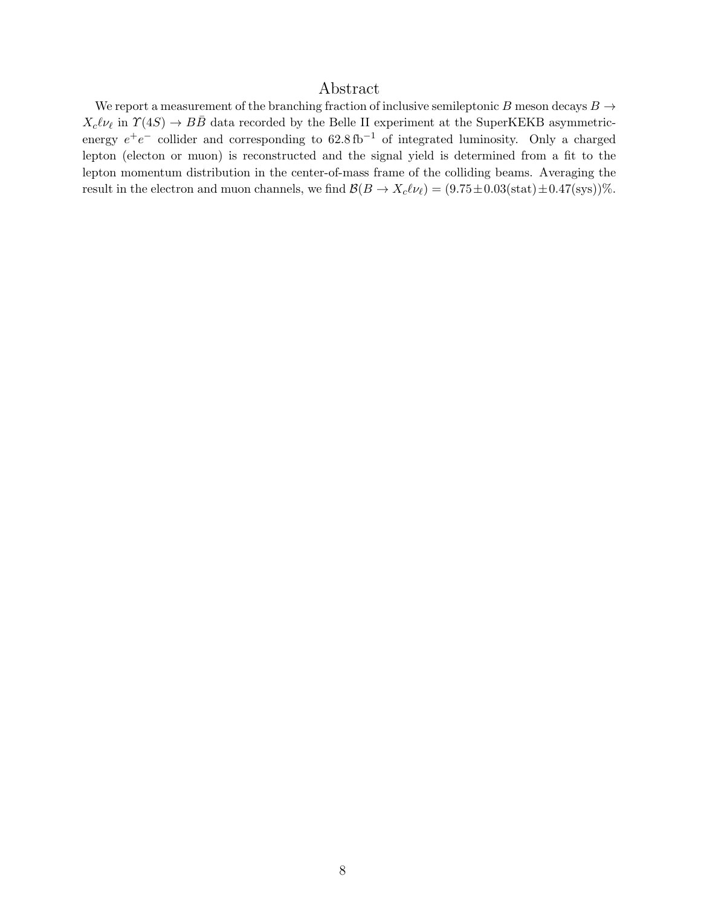## Abstract

We report a measurement of the branching fraction of inclusive semileptonic $B$ meson decays $B \to X_c \ell \nu_\ell$ in $\Upsilon(4S) \to B\bar{B}$ data recorded by the Belle II experiment at the SuperKEKB asymmetric-energy $e^+e^-$ collider and corresponding to $62.8\,\mathrm{fb}^{-1}$ of integrated luminosity. Only a charged lepton (electon or muon) is reconstructed and the signal yield is determined from a fit to the lepton momentum distribution in the center-of-mass frame of the colliding beams. Averaging the result in the electron and muon channels, we find $\mathcal{B}(B \to X_c \ell \nu_\ell) = (9.75 \pm 0.03(\mathrm{stat}) \pm 0.47(\mathrm{sys}))\%$.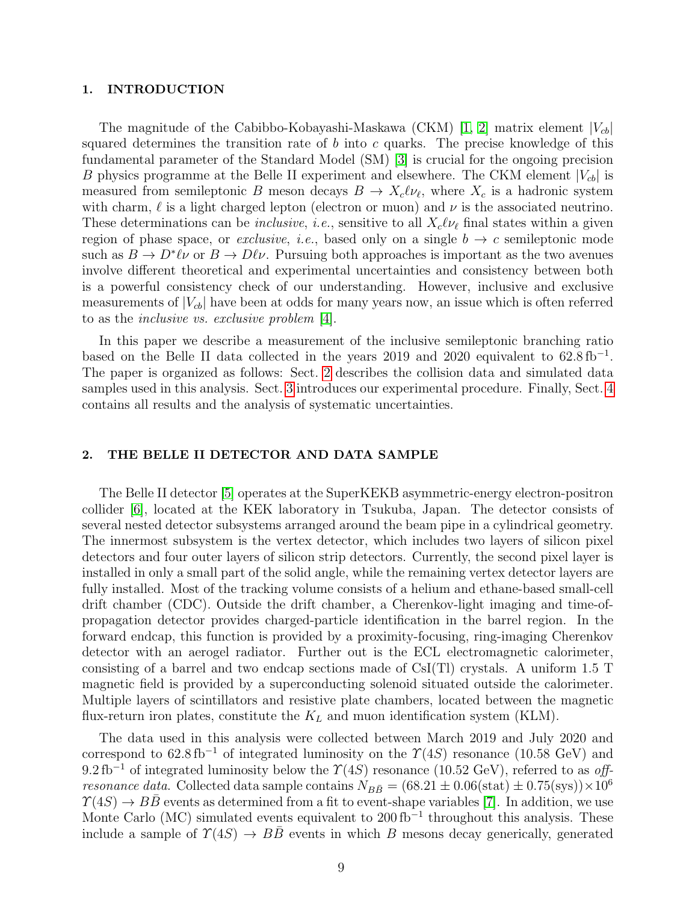## 1. INTRODUCTION

The magnitude of the Cabibbo-Kobayashi-Maskawa (CKM) [1, 2] matrix element $|V_{cb}|$ squared determines the transition rate of $b$ into $c$ quarks. The precise knowledge of this fundamental parameter of the Standard Model (SM) [3] is crucial for the ongoing precision $B$ physics programme at the Belle II experiment and elsewhere. The CKM element $|V_{cb}|$ is measured from semileptonic $B$ meson decays $B \to X_c \ell \nu_\ell$, where $X_c$ is a hadronic system with charm, $\ell$ is a light charged lepton (electron or muon) and $\nu$ is the associated neutrino. These determinations can be *inclusive*, *i.e.*, sensitive to all $X_c \ell \nu_\ell$ final states within a given region of phase space, or *exclusive*, *i.e.*, based only on a single $b \to c$ semileptonic mode such as $B \to D^* \ell \nu$ or $B \to D \ell \nu$. Pursuing both approaches is important as the two avenues involve different theoretical and experimental uncertainties and consistency between both is a powerful consistency check of our understanding. However, inclusive and exclusive measurements of $|V_{cb}|$ have been at odds for many years now, an issue which is often referred to as the *inclusive vs. exclusive problem* [4].

In this paper we describe a measurement of the inclusive semileptonic branching ratio based on the Belle II data collected in the years 2019 and 2020 equivalent to $62.8\,\mathrm{fb}^{-1}$. The paper is organized as follows: Sect. 2 describes the collision data and simulated data samples used in this analysis. Sect. 3 introduces our experimental procedure. Finally, Sect. 4 contains all results and the analysis of systematic uncertainties.

## 2. THE BELLE II DETECTOR AND DATA SAMPLE

The Belle II detector [5] operates at the SuperKEKB asymmetric-energy electron-positron collider [6], located at the KEK laboratory in Tsukuba, Japan. The detector consists of several nested detector subsystems arranged around the beam pipe in a cylindrical geometry. The innermost subsystem is the vertex detector, which includes two layers of silicon pixel detectors and four outer layers of silicon strip detectors. Currently, the second pixel layer is installed in only a small part of the solid angle, while the remaining vertex detector layers are fully installed. Most of the tracking volume consists of a helium and ethane-based small-cell drift chamber (CDC). Outside the drift chamber, a Cherenkov-light imaging and time-of-propagation detector provides charged-particle identification in the barrel region. In the forward endcap, this function is provided by a proximity-focusing, ring-imaging Cherenkov detector with an aerogel radiator. Further out is the ECL electromagnetic calorimeter, consisting of a barrel and two endcap sections made of CsI(Tl) crystals. A uniform 1.5 T magnetic field is provided by a superconducting solenoid situated outside the calorimeter. Multiple layers of scintillators and resistive plate chambers, located between the magnetic flux-return iron plates, constitute the $K_L$ and muon identification system (KLM).

The data used in this analysis were collected between March 2019 and July 2020 and correspond to $62.8\,\mathrm{fb}^{-1}$ of integrated luminosity on the $\Upsilon(4S)$ resonance (10.58 GeV) and $9.2\,\mathrm{fb}^{-1}$ of integrated luminosity below the $\Upsilon(4S)$ resonance (10.52 GeV), referred to as *off-resonance data*. Collected data sample contains $N_{B\bar{B}} = (68.21 \pm 0.06(\mathrm{stat}) \pm 0.75(\mathrm{sys})) \times 10^6$ $\Upsilon(4S) \to B\bar{B}$ events as determined from a fit to event-shape variables [7]. In addition, we use Monte Carlo (MC) simulated events equivalent to $200\,\mathrm{fb}^{-1}$ throughout this analysis. These include a sample of $\Upsilon(4S) \to B\bar{B}$ events in which $B$ mesons decay generically, generated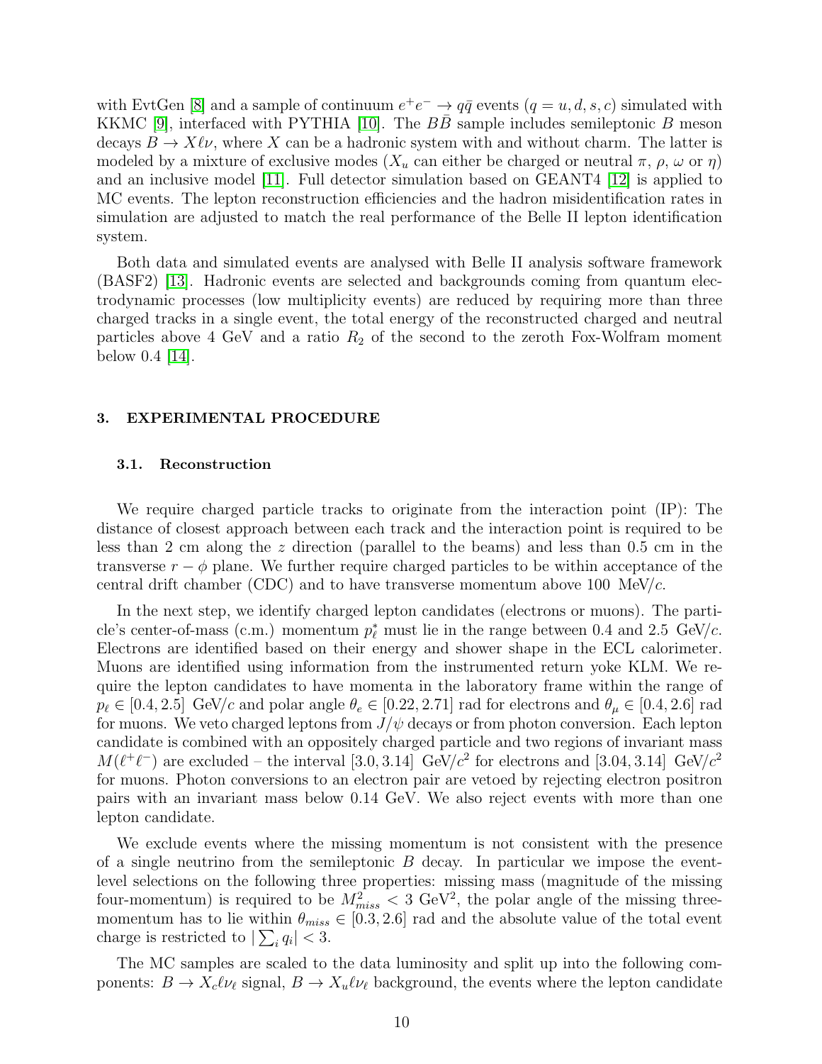with EvtGen [8] and a sample of continuum $e^+e^- \to q\bar{q}$ events ($q = u, d, s, c$) simulated with KKMC [9], interfaced with PYTHIA [10]. The $B\bar{B}$ sample includes semileptonic $B$ meson decays $B \to X\ell\nu$, where $X$ can be a hadronic system with and without charm. The latter is modeled by a mixture of exclusive modes ($X_u$ can either be charged or neutral $\pi$, $\rho$, $\omega$ or $\eta$) and an inclusive model [11]. Full detector simulation based on GEANT4 [12] is applied to MC events. The lepton reconstruction efficiencies and the hadron misidentification rates in simulation are adjusted to match the real performance of the Belle II lepton identification system.

Both data and simulated events are analysed with Belle II analysis software framework (BASF2) [13]. Hadronic events are selected and backgrounds coming from quantum electrodynamic processes (low multiplicity events) are reduced by requiring more than three charged tracks in a single event, the total energy of the reconstructed charged and neutral particles above 4 GeV and a ratio $R_2$ of the second to the zeroth Fox-Wolfram moment below 0.4 [14].

## 3. EXPERIMENTAL PROCEDURE

### 3.1. Reconstruction

We require charged particle tracks to originate from the interaction point (IP): The distance of closest approach between each track and the interaction point is required to be less than 2 cm along the $z$ direction (parallel to the beams) and less than 0.5 cm in the transverse $r - \phi$ plane. We further require charged particles to be within acceptance of the central drift chamber (CDC) and to have transverse momentum above 100 MeV/$c$.

In the next step, we identify charged lepton candidates (electrons or muons). The particle's center-of-mass (c.m.) momentum $p^*_\ell$ must lie in the range between 0.4 and 2.5 GeV/$c$. Electrons are identified based on their energy and shower shape in the ECL calorimeter. Muons are identified using information from the instrumented return yoke KLM. We require the lepton candidates to have momenta in the laboratory frame within the range of $p_\ell \in [0.4, 2.5]$ GeV/$c$ and polar angle $\theta_e \in [0.22, 2.71]$ rad for electrons and $\theta_\mu \in [0.4, 2.6]$ rad for muons. We veto charged leptons from $J/\psi$ decays or from photon conversion. Each lepton candidate is combined with an oppositely charged particle and two regions of invariant mass $M(\ell^+\ell^-)$ are excluded – the interval $[3.0, 3.14]$ GeV/$c^2$ for electrons and $[3.04, 3.14]$ GeV/$c^2$ for muons. Photon conversions to an electron pair are vetoed by rejecting electron positron pairs with an invariant mass below 0.14 GeV. We also reject events with more than one lepton candidate.

We exclude events where the missing momentum is not consistent with the presence of a single neutrino from the semileptonic $B$ decay. In particular we impose the event-level selections on the following three properties: missing mass (magnitude of the missing four-momentum) is required to be $M^2_{miss} < 3$ GeV$^2$, the polar angle of the missing three-momentum has to lie within $\theta_{miss} \in [0.3, 2.6]$ rad and the absolute value of the total event charge is restricted to $|\sum_i q_i| < 3$.

The MC samples are scaled to the data luminosity and split up into the following components: $B \to X_c\ell\nu_\ell$ signal, $B \to X_u\ell\nu_\ell$ background, the events where the lepton candidate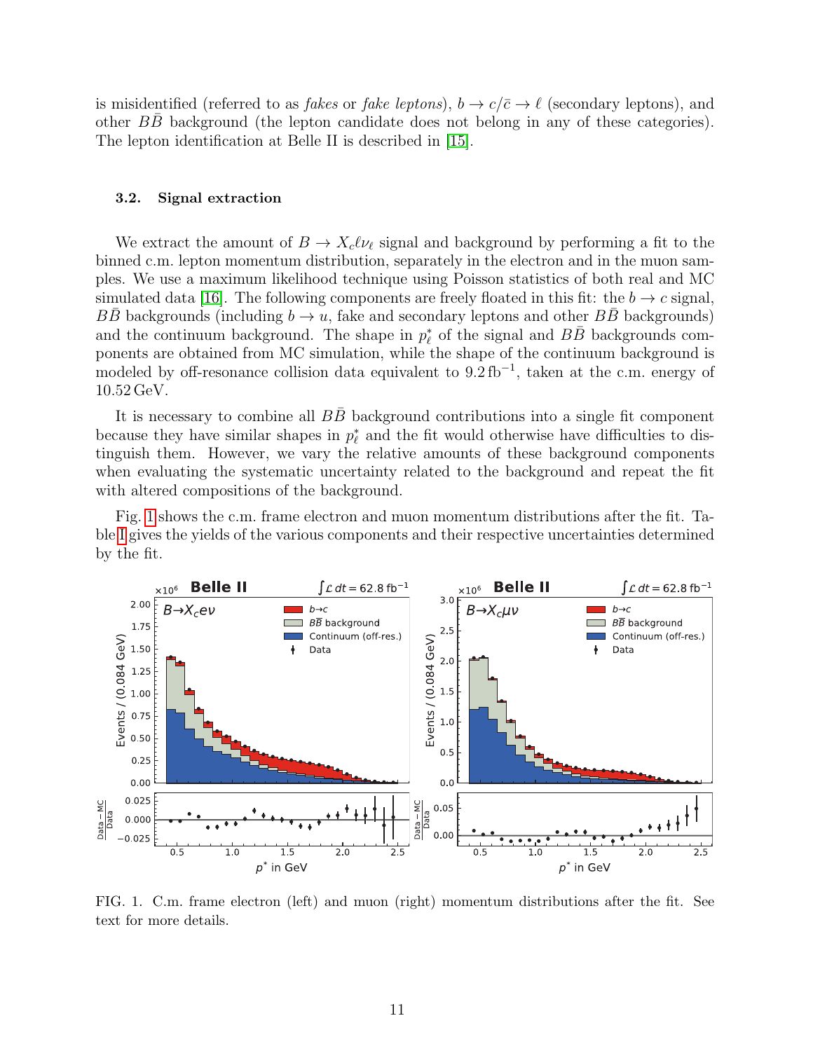is misidentified (referred to as *fakes* or *fake leptons*), $b \to c/\bar{c} \to \ell$ (secondary leptons), and other $B\bar{B}$ background (the lepton candidate does not belong in any of these categories). The lepton identification at Belle II is described in [15].

### 3.2. Signal extraction

We extract the amount of $B \to X_c \ell \nu_\ell$ signal and background by performing a fit to the binned c.m. lepton momentum distribution, separately in the electron and in the muon samples. We use a maximum likelihood technique using Poisson statistics of both real and MC simulated data [16]. The following components are freely floated in this fit: the $b \to c$ signal, $B\bar{B}$ backgrounds (including $b \to u$, fake and secondary leptons and other $B\bar{B}$ backgrounds) and the continuum background. The shape in $p^*_\ell$ of the signal and $B\bar{B}$ backgrounds components are obtained from MC simulation, while the shape of the continuum background is modeled by off-resonance collision data equivalent to $9.2\,\text{fb}^{-1}$, taken at the c.m. energy of $10.52\,\text{GeV}$.

It is necessary to combine all $B\bar{B}$ background contributions into a single fit component because they have similar shapes in $p^*_\ell$ and the fit would otherwise have difficulties to distinguish them. However, we vary the relative amounts of these background components when evaluating the systematic uncertainty related to the background and repeat the fit with altered compositions of the background.

Fig. 1 shows the c.m. frame electron and muon momentum distributions after the fit. Table I gives the yields of the various components and their respective uncertainties determined by the fit.

FIG. 1. C.m. frame electron (left) and muon (right) momentum distributions after the fit. See text for more details.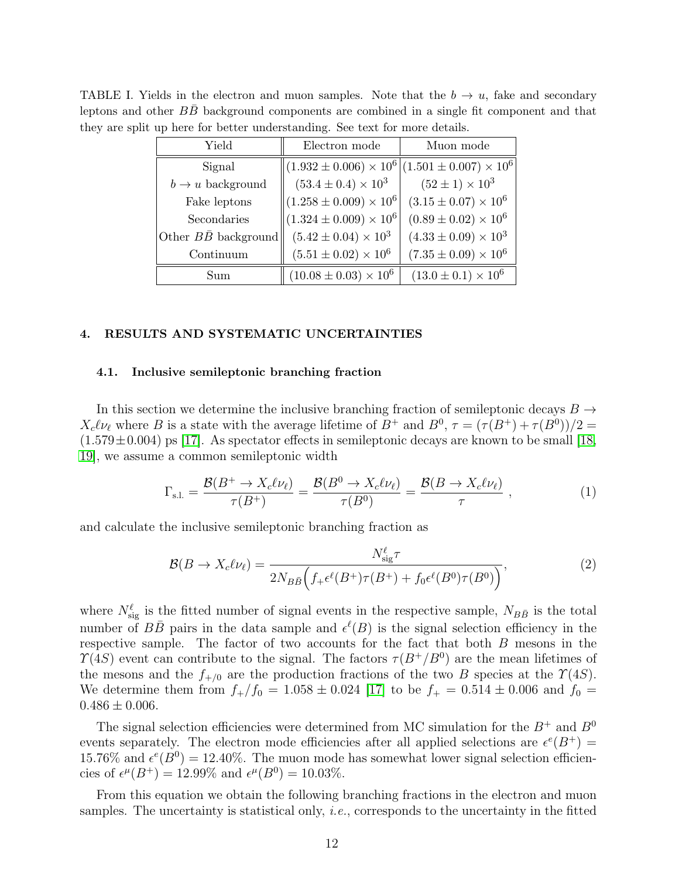TABLE I. Yields in the electron and muon samples. Note that the $b \to u$, fake and secondary leptons and other $B\bar{B}$ background components are combined in a single fit component and that they are split up here for better understanding. See text for more details.

| Yield | Electron mode | Muon mode |
|---|---|---|
| Signal | $(1.932 \pm 0.006) \times 10^6$ | $(1.501 \pm 0.007) \times 10^6$ |
| $b \to u$ background | $(53.4 \pm 0.4) \times 10^3$ | $(52 \pm 1) \times 10^3$ |
| Fake leptons | $(1.258 \pm 0.009) \times 10^6$ | $(3.15 \pm 0.07) \times 10^6$ |
| Secondaries | $(1.324 \pm 0.009) \times 10^6$ | $(0.89 \pm 0.02) \times 10^6$ |
| Other $B\bar{B}$ background | $(5.42 \pm 0.04) \times 10^3$ | $(4.33 \pm 0.09) \times 10^3$ |
| Continuum | $(5.51 \pm 0.02) \times 10^6$ | $(7.35 \pm 0.09) \times 10^6$ |
| Sum | $(10.08 \pm 0.03) \times 10^6$ | $(13.0 \pm 0.1) \times 10^6$ |

## 4. RESULTS AND SYSTEMATIC UNCERTAINTIES

### 4.1. Inclusive semileptonic branching fraction

In this section we determine the inclusive branching fraction of semileptonic decays $B \to X_c \ell \nu_\ell$ where $B$ is a state with the average lifetime of $B^+$ and $B^0$, $\tau = (\tau(B^+) + \tau(B^0))/2 = (1.579 \pm 0.004)$ ps [17]. As spectator effects in semileptonic decays are known to be small [18, 19], we assume a common semileptonic width

$$\Gamma_{\text{s.l.}} = \frac{\mathcal{B}(B^+ \to X_c \ell \nu_\ell)}{\tau(B^+)} = \frac{\mathcal{B}(B^0 \to X_c \ell \nu_\ell)}{\tau(B^0)} = \frac{\mathcal{B}(B \to X_c \ell \nu_\ell)}{\tau} , \tag{1}$$

and calculate the inclusive semileptonic branching fraction as

$$\mathcal{B}(B \to X_c \ell \nu_\ell) = \frac{N^\ell_{\text{sig}} \tau}{2 N_{B\bar{B}} \Big( f_+ \epsilon^\ell(B^+) \tau(B^+) + f_0 \epsilon^\ell(B^0) \tau(B^0) \Big)}, \tag{2}$$

where $N^\ell_{\text{sig}}$ is the fitted number of signal events in the respective sample, $N_{B\bar{B}}$ is the total number of $B\bar{B}$ pairs in the data sample and $\epsilon^\ell(B)$ is the signal selection efficiency in the respective sample. The factor of two accounts for the fact that both $B$ mesons in the $\Upsilon(4S)$ event can contribute to the signal. The factors $\tau(B^+/B^0)$ are the mean lifetimes of the mesons and the $f_{+/0}$ are the production fractions of the two $B$ species at the $\Upsilon(4S)$. We determine them from $f_+/f_0 = 1.058 \pm 0.024$ [17] to be $f_+ = 0.514 \pm 0.006$ and $f_0 = 0.486 \pm 0.006$.

The signal selection efficiencies were determined from MC simulation for the $B^+$ and $B^0$ events separately. The electron mode efficiencies after all applied selections are $\epsilon^e(B^+) = 15.76\%$ and $\epsilon^e(B^0) = 12.40\%$. The muon mode has somewhat lower signal selection efficiencies of $\epsilon^\mu(B^+) = 12.99\%$ and $\epsilon^\mu(B^0) = 10.03\%$.

From this equation we obtain the following branching fractions in the electron and muon samples. The uncertainty is statistical only, *i.e.*, corresponds to the uncertainty in the fitted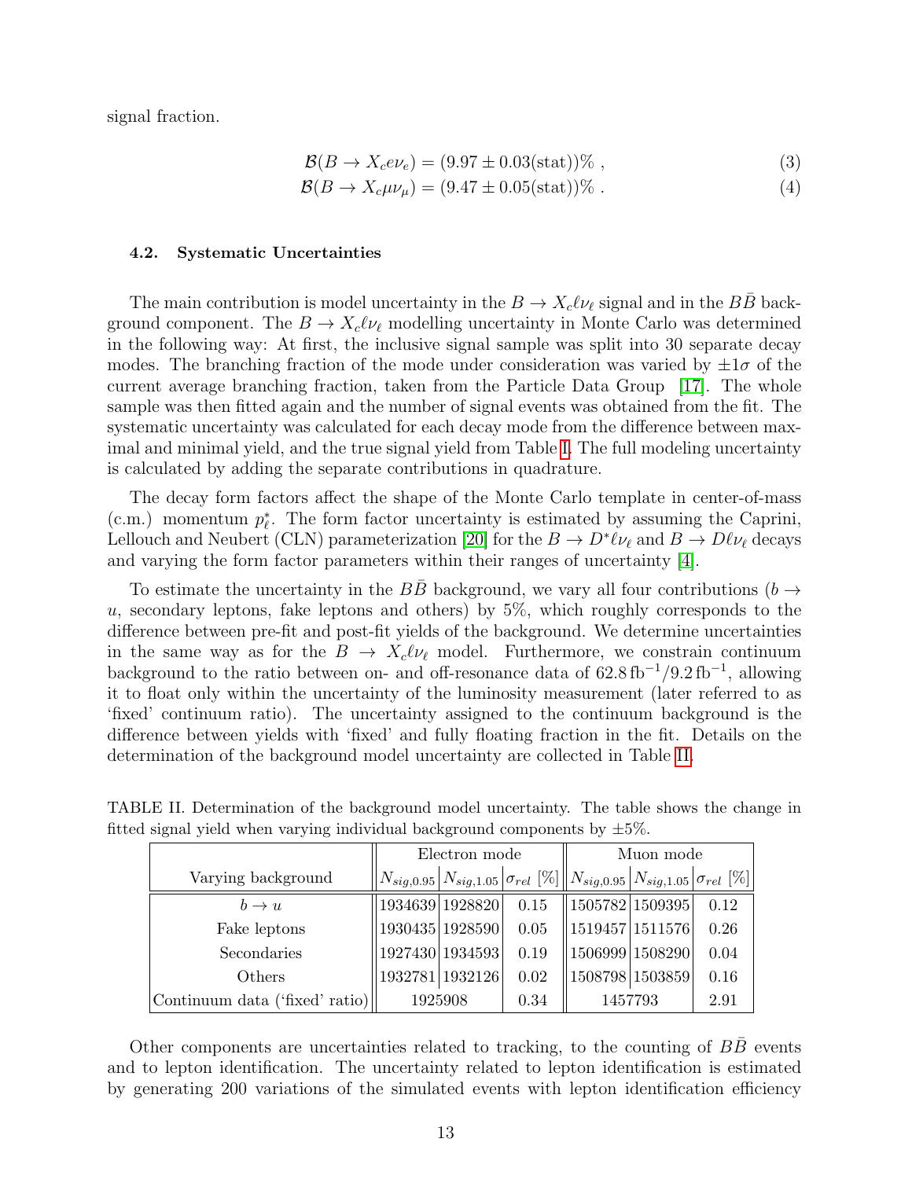signal fraction.

$$\mathcal{B}(B \to X_c e\nu_e) = (9.97 \pm 0.03(\text{stat}))\% \; , \tag{3}$$

$$\mathcal{B}(B \to X_c \mu\nu_\mu) = (9.47 \pm 0.05(\text{stat}))\% \; . \tag{4}$$

### 4.2. Systematic Uncertainties

The main contribution is model uncertainty in the $B \to X_c\ell\nu_\ell$ signal and in the $B\bar{B}$ background component. The $B \to X_c\ell\nu_\ell$ modelling uncertainty in Monte Carlo was determined in the following way: At first, the inclusive signal sample was split into 30 separate decay modes. The branching fraction of the mode under consideration was varied by $\pm 1\sigma$ of the current average branching fraction, taken from the Particle Data Group [17]. The whole sample was then fitted again and the number of signal events was obtained from the fit. The systematic uncertainty was calculated for each decay mode from the difference between maximal and minimal yield, and the true signal yield from Table I. The full modeling uncertainty is calculated by adding the separate contributions in quadrature.

The decay form factors affect the shape of the Monte Carlo template in center-of-mass (c.m.) momentum $p^*_\ell$. The form factor uncertainty is estimated by assuming the Caprini, Lellouch and Neubert (CLN) parameterization [20] for the $B \to D^*\ell\nu_\ell$ and $B \to D\ell\nu_\ell$ decays and varying the form factor parameters within their ranges of uncertainty [4].

To estimate the uncertainty in the $B\bar{B}$ background, we vary all four contributions ($b \to u$, secondary leptons, fake leptons and others) by 5%, which roughly corresponds to the difference between pre-fit and post-fit yields of the background. We determine uncertainties in the same way as for the $B \to X_c\ell\nu_\ell$ model. Furthermore, we constrain continuum background to the ratio between on- and off-resonance data of $62.8\,\text{fb}^{-1}/9.2\,\text{fb}^{-1}$, allowing it to float only within the uncertainty of the luminosity measurement (later referred to as 'fixed' continuum ratio). The uncertainty assigned to the continuum background is the difference between yields with 'fixed' and fully floating fraction in the fit. Details on the determination of the background model uncertainty are collected in Table II.

TABLE II. Determination of the background model uncertainty. The table shows the change in fitted signal yield when varying individual background components by $\pm 5\%$.

| | Electron mode | | | Muon mode | | |
|---|---|---|---|---|---|---|
| Varying background | $N_{sig,0.95}$ | $N_{sig,1.05}$ | $\sigma_{rel}$ [%] | $N_{sig,0.95}$ | $N_{sig,1.05}$ | $\sigma_{rel}$ [%] |
| $b \to u$ | 1934639 | 1928820 | 0.15 | 1505782 | 1509395 | 0.12 |
| Fake leptons | 1930435 | 1928590 | 0.05 | 1519457 | 1511576 | 0.26 |
| Secondaries | 1927430 | 1934593 | 0.19 | 1506999 | 1508290 | 0.04 |
| Others | 1932781 | 1932126 | 0.02 | 1508798 | 1503859 | 0.16 |
| Continuum data ('fixed' ratio) | 1925908 | | 0.34 | 1457793 | | 2.91 |

Other components are uncertainties related to tracking, to the counting of $B\bar{B}$ events and to lepton identification. The uncertainty related to lepton identification is estimated by generating 200 variations of the simulated events with lepton identification efficiency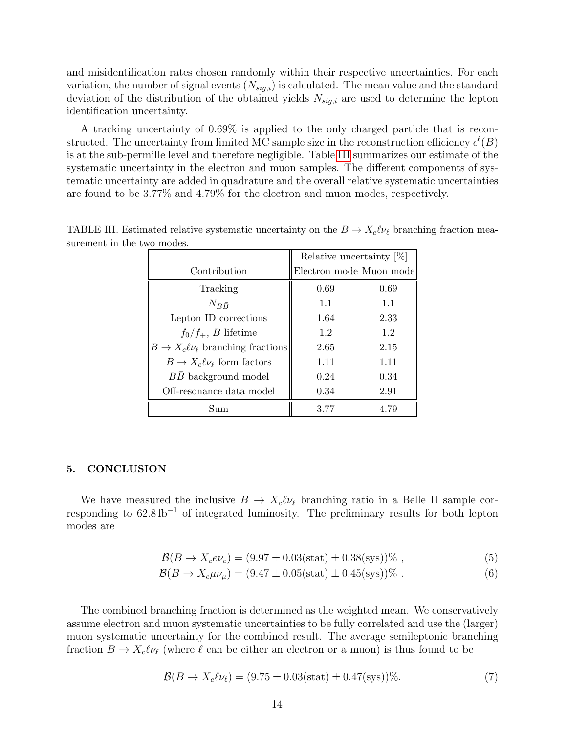and misidentification rates chosen randomly within their respective uncertainties. For each variation, the number of signal events ($N_{sig,i}$) is calculated. The mean value and the standard deviation of the distribution of the obtained yields $N_{sig,i}$ are used to determine the lepton identification uncertainty.

A tracking uncertainty of 0.69% is applied to the only charged particle that is reconstructed. The uncertainty from limited MC sample size in the reconstruction efficiency $\epsilon^{\ell}(B)$ is at the sub-permille level and therefore negligible. Table III summarizes our estimate of the systematic uncertainty in the electron and muon samples. The different components of systematic uncertainty are added in quadrature and the overall relative systematic uncertainties are found to be 3.77% and 4.79% for the electron and muon modes, respectively.

TABLE III. Estimated relative systematic uncertainty on the $B \to X_c \ell \nu_\ell$ branching fraction measurement in the two modes.

| Contribution | Relative uncertainty [%] | |
|---|---|---|
| | Electron mode | Muon mode |
| Tracking | 0.69 | 0.69 |
| $N_{B\bar{B}}$ | 1.1 | 1.1 |
| Lepton ID corrections | 1.64 | 2.33 |
| $f_0/f_+$, $B$ lifetime | 1.2 | 1.2 |
| $B \to X_c \ell \nu_\ell$ branching fractions | 2.65 | 2.15 |
| $B \to X_c \ell \nu_\ell$ form factors | 1.11 | 1.11 |
| $B\bar{B}$ background model | 0.24 | 0.34 |
| Off-resonance data model | 0.34 | 2.91 |
| Sum | 3.77 | 4.79 |

### 5. CONCLUSION

We have measured the inclusive $B \to X_c \ell \nu_\ell$ branching ratio in a Belle II sample corresponding to $62.8\,\mathrm{fb}^{-1}$ of integrated luminosity. The preliminary results for both lepton modes are

$$\mathcal{B}(B \to X_c e \nu_e) = (9.97 \pm 0.03(\mathrm{stat}) \pm 0.38(\mathrm{sys}))\% \,, \tag{5}$$

$$\mathcal{B}(B \to X_c \mu \nu_\mu) = (9.47 \pm 0.05(\mathrm{stat}) \pm 0.45(\mathrm{sys}))\% \,. \tag{6}$$

The combined branching fraction is determined as the weighted mean. We conservatively assume electron and muon systematic uncertainties to be fully correlated and use the (larger) muon systematic uncertainty for the combined result. The average semileptonic branching fraction $B \to X_c \ell \nu_\ell$ (where $\ell$ can be either an electron or a muon) is thus found to be

$$\mathcal{B}(B \to X_c \ell \nu_\ell) = (9.75 \pm 0.03(\mathrm{stat}) \pm 0.47(\mathrm{sys}))\%. \tag{7}$$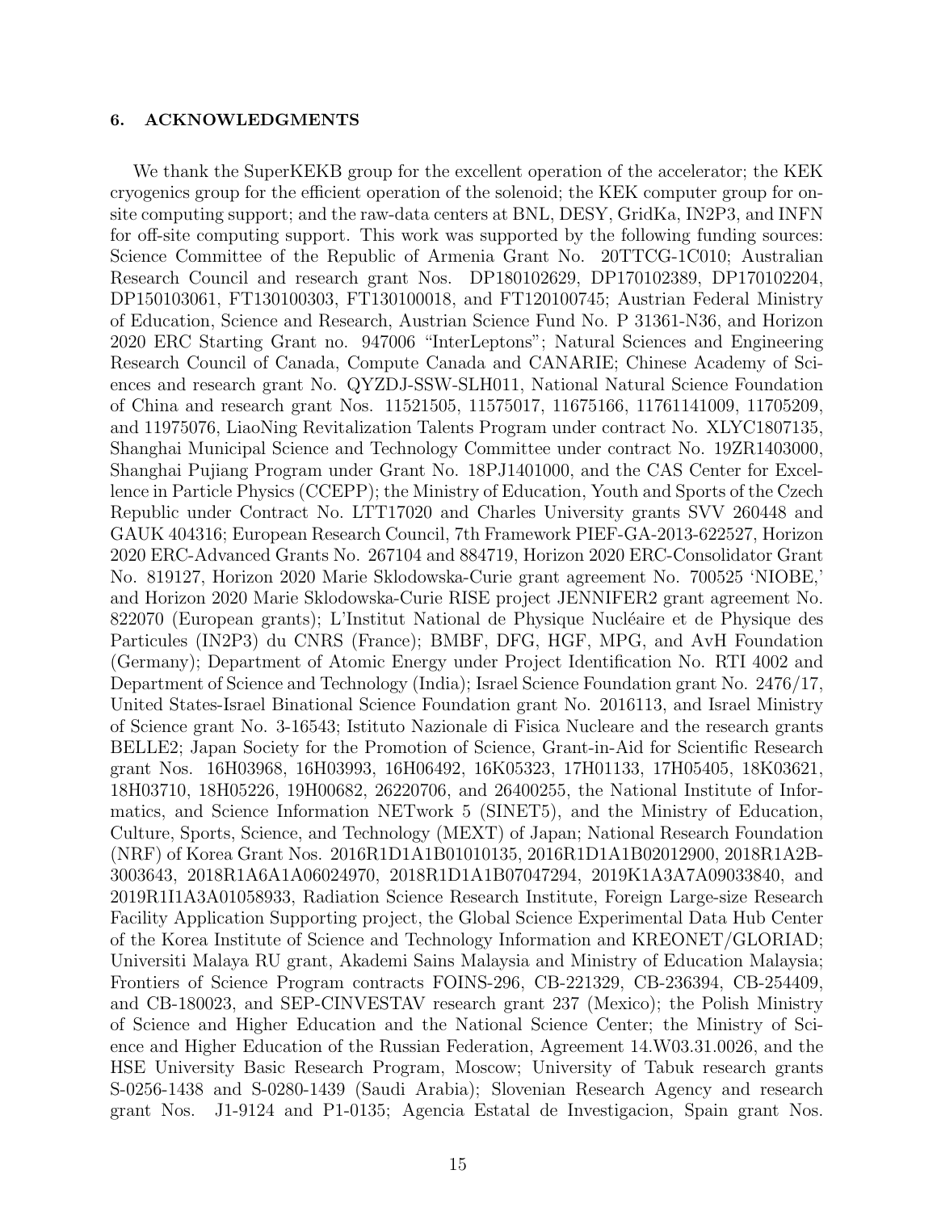### 6. ACKNOWLEDGMENTS

We thank the SuperKEKB group for the excellent operation of the accelerator; the KEK cryogenics group for the efficient operation of the solenoid; the KEK computer group for on-site computing support; and the raw-data centers at BNL, DESY, GridKa, IN2P3, and INFN for off-site computing support. This work was supported by the following funding sources: Science Committee of the Republic of Armenia Grant No. 20TTCG-1C010; Australian Research Council and research grant Nos. DP180102629, DP170102389, DP170102204, DP150103061, FT130100303, FT130100018, and FT120100745; Austrian Federal Ministry of Education, Science and Research, Austrian Science Fund No. P 31361-N36, and Horizon 2020 ERC Starting Grant no. 947006 "InterLeptons"; Natural Sciences and Engineering Research Council of Canada, Compute Canada and CANARIE; Chinese Academy of Sciences and research grant No. QYZDJ-SSW-SLH011, National Natural Science Foundation of China and research grant Nos. 11521505, 11575017, 11675166, 11761141009, 11705209, and 11975076, LiaoNing Revitalization Talents Program under contract No. XLYC1807135, Shanghai Municipal Science and Technology Committee under contract No. 19ZR1403000, Shanghai Pujiang Program under Grant No. 18PJ1401000, and the CAS Center for Excellence in Particle Physics (CCEPP); the Ministry of Education, Youth and Sports of the Czech Republic under Contract No. LTT17020 and Charles University grants SVV 260448 and GAUK 404316; European Research Council, 7th Framework PIEF-GA-2013-622527, Horizon 2020 ERC-Advanced Grants No. 267104 and 884719, Horizon 2020 ERC-Consolidator Grant No. 819127, Horizon 2020 Marie Sklodowska-Curie grant agreement No. 700525 'NIOBE,' and Horizon 2020 Marie Sklodowska-Curie RISE project JENNIFER2 grant agreement No. 822070 (European grants); L'Institut National de Physique Nucléaire et de Physique des Particules (IN2P3) du CNRS (France); BMBF, DFG, HGF, MPG, and AvH Foundation (Germany); Department of Atomic Energy under Project Identification No. RTI 4002 and Department of Science and Technology (India); Israel Science Foundation grant No. 2476/17, United States-Israel Binational Science Foundation grant No. 2016113, and Israel Ministry of Science grant No. 3-16543; Istituto Nazionale di Fisica Nucleare and the research grants BELLE2; Japan Society for the Promotion of Science, Grant-in-Aid for Scientific Research grant Nos. 16H03968, 16H03993, 16H06492, 16K05323, 17H01133, 17H05405, 18K03621, 18H03710, 18H05226, 19H00682, 26220706, and 26400255, the National Institute of Informatics, and Science Information NETwork 5 (SINET5), and the Ministry of Education, Culture, Sports, Science, and Technology (MEXT) of Japan; National Research Foundation (NRF) of Korea Grant Nos. 2016R1D1A1B01010135, 2016R1D1A1B02012900, 2018R1A2B-3003643, 2018R1A6A1A06024970, 2018R1D1A1B07047294, 2019K1A3A7A09033840, and 2019R1I1A3A01058933, Radiation Science Research Institute, Foreign Large-size Research Facility Application Supporting project, the Global Science Experimental Data Hub Center of the Korea Institute of Science and Technology Information and KREONET/GLORIAD; Universiti Malaya RU grant, Akademi Sains Malaysia and Ministry of Education Malaysia; Frontiers of Science Program contracts FOINS-296, CB-221329, CB-236394, CB-254409, and CB-180023, and SEP-CINVESTAV research grant 237 (Mexico); the Polish Ministry of Science and Higher Education and the National Science Center; the Ministry of Science and Higher Education of the Russian Federation, Agreement 14.W03.31.0026, and the HSE University Basic Research Program, Moscow; University of Tabuk research grants S-0256-1438 and S-0280-1439 (Saudi Arabia); Slovenian Research Agency and research grant Nos. J1-9124 and P1-0135; Agencia Estatal de Investigacion, Spain grant Nos.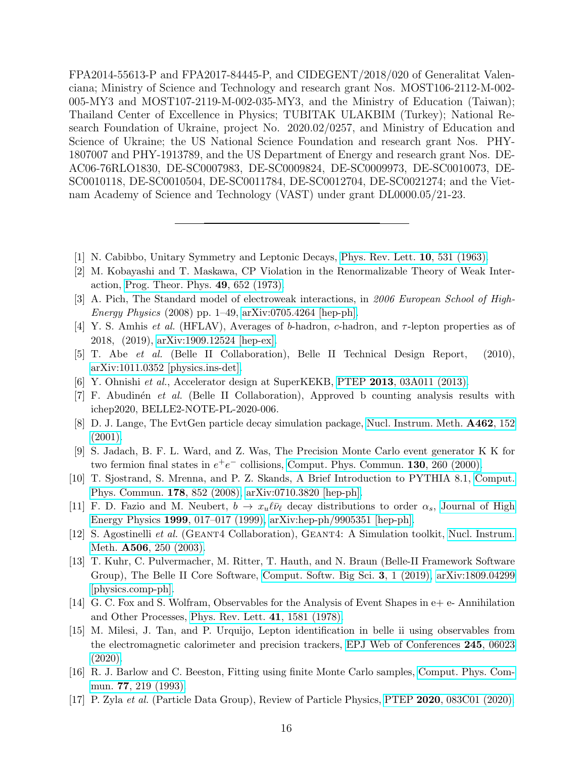FPA2014-55613-P and FPA2017-84445-P, and CIDEGENT/2018/020 of Generalitat Valenciana; Ministry of Science and Technology and research grant Nos. MOST106-2112-M-002-005-MY3 and MOST107-2119-M-002-035-MY3, and the Ministry of Education (Taiwan); Thailand Center of Excellence in Physics; TUBITAK ULAKBIM (Turkey); National Research Foundation of Ukraine, project No. 2020.02/0257, and Ministry of Education and Science of Ukraine; the US National Science Foundation and research grant Nos. PHY-1807007 and PHY-1913789, and the US Department of Energy and research grant Nos. DE-AC06-76RLO1830, DE-SC0007983, DE-SC0009824, DE-SC0009973, DE-SC0010073, DE-SC0010118, DE-SC0010504, DE-SC0011784, DE-SC0012704, DE-SC0021274; and the Vietnam Academy of Science and Technology (VAST) under grant DL0000.05/21-23.

---

[1] N. Cabibbo, Unitary Symmetry and Leptonic Decays, Phys. Rev. Lett. **10**, 531 (1963).

[2] M. Kobayashi and T. Maskawa, CP Violation in the Renormalizable Theory of Weak Interaction, Prog. Theor. Phys. **49**, 652 (1973).

[3] A. Pich, The Standard model of electroweak interactions, in *2006 European School of High-Energy Physics* (2008) pp. 1–49, arXiv:0705.4264 [hep-ph].

[4] Y. S. Amhis *et al.* (HFLAV), Averages of $b$-hadron, $c$-hadron, and $\tau$-lepton properties as of 2018, (2019), arXiv:1909.12524 [hep-ex].

[5] T. Abe *et al.* (Belle II Collaboration), Belle II Technical Design Report, (2010), arXiv:1011.0352 [physics.ins-det].

[6] Y. Ohnishi *et al.*, Accelerator design at SuperKEKB, PTEP **2013**, 03A011 (2013).

[7] F. Abudinén *et al.* (Belle II Collaboration), Approved b counting analysis results with ichep2020, BELLE2-NOTE-PL-2020-006.

[8] D. J. Lange, The EvtGen particle decay simulation package, Nucl. Instrum. Meth. **A462**, 152 (2001).

[9] S. Jadach, B. F. L. Ward, and Z. Was, The Precision Monte Carlo event generator K K for two fermion final states in $e^+e^-$ collisions, Comput. Phys. Commun. **130**, 260 (2000).

[10] T. Sjostrand, S. Mrenna, and P. Z. Skands, A Brief Introduction to PYTHIA 8.1, Comput. Phys. Commun. **178**, 852 (2008), arXiv:0710.3820 [hep-ph].

[11] F. D. Fazio and M. Neubert, $b \to x_u \ell \bar{\nu}_\ell$ decay distributions to order $\alpha_s$, Journal of High Energy Physics **1999**, 017–017 (1999), arXiv:hep-ph/9905351 [hep-ph].

[12] S. Agostinelli *et al.* (Geant4 Collaboration), Geant4: A Simulation toolkit, Nucl. Instrum. Meth. **A506**, 250 (2003).

[13] T. Kuhr, C. Pulvermacher, M. Ritter, T. Hauth, and N. Braun (Belle-II Framework Software Group), The Belle II Core Software, Comput. Softw. Big Sci. **3**, 1 (2019), arXiv:1809.04299 [physics.comp-ph].

[14] G. C. Fox and S. Wolfram, Observables for the Analysis of Event Shapes in e+ e- Annihilation and Other Processes, Phys. Rev. Lett. **41**, 1581 (1978).

[15] M. Milesi, J. Tan, and P. Urquijo, Lepton identification in belle ii using observables from the electromagnetic calorimeter and precision trackers, EPJ Web of Conferences **245**, 06023 (2020).

[16] R. J. Barlow and C. Beeston, Fitting using finite Monte Carlo samples, Comput. Phys. Commun. **77**, 219 (1993).

[17] P. Zyla *et al.* (Particle Data Group), Review of Particle Physics, PTEP **2020**, 083C01 (2020).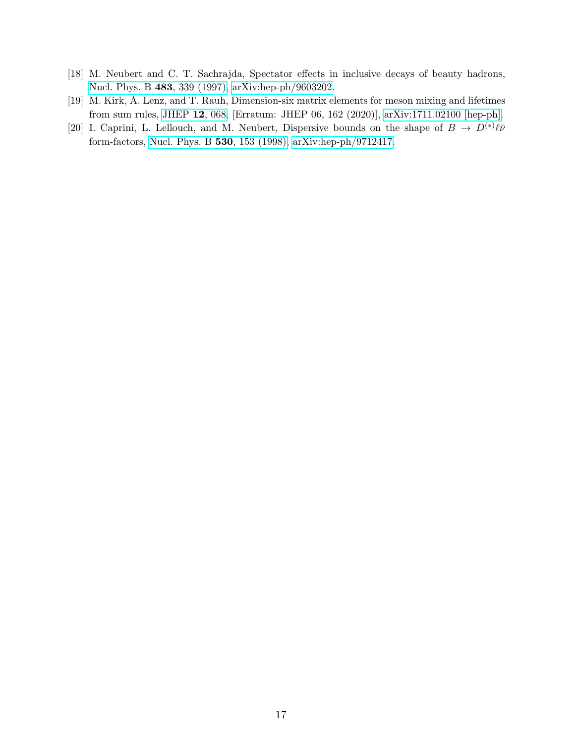[18] M. Neubert and C. T. Sachrajda, Spectator effects in inclusive decays of beauty hadrons, Nucl. Phys. B **483**, 339 (1997), arXiv:hep-ph/9603202.

[19] M. Kirk, A. Lenz, and T. Rauh, Dimension-six matrix elements for meson mixing and lifetimes from sum rules, JHEP **12**, 068, [Erratum: JHEP 06, 162 (2020)], arXiv:1711.02100 [hep-ph].

[20] I. Caprini, L. Lellouch, and M. Neubert, Dispersive bounds on the shape of $B \to D^{(*)}\ell\bar{\nu}$ form-factors, Nucl. Phys. B **530**, 153 (1998), arXiv:hep-ph/9712417.